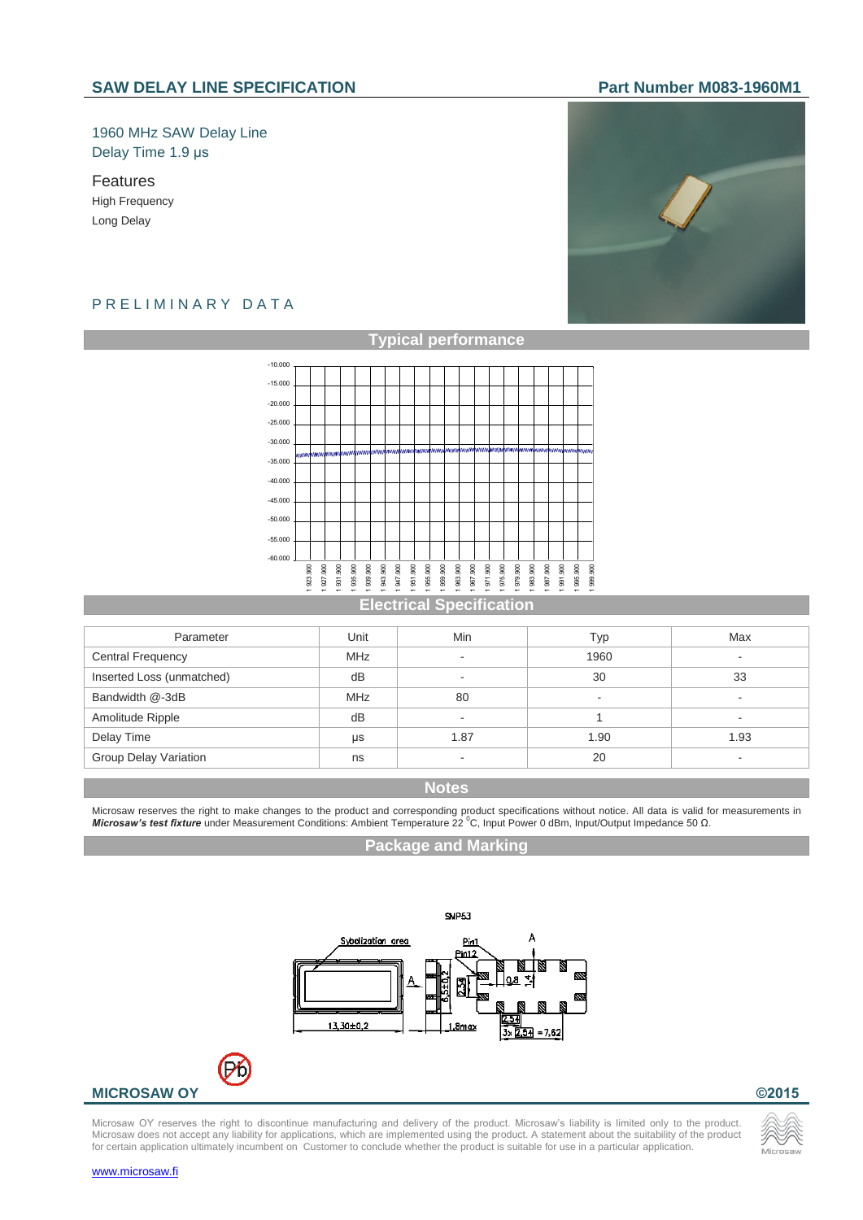## SAW DELAY LINE SPECIFICATION

**Part Number M083-1960M1**

1960 MHz SAW Delay Line
Delay Time 1.9 μs

### Features

High Frequency
Long Delay

P R E L I M I N A R Y   D A T A

## Typical performance

## Electrical Specification

| Parameter | Unit | Min | Typ | Max |
|---|---|---|---|---|
| Central Frequency | MHz | - | 1960 | - |
| Inserted Loss (unmatched) | dB | - | 30 | 33 |
| Bandwidth @-3dB | MHz | 80 | - | - |
| Amolitude Ripple | dB | - | 1 | - |
| Delay Time | μs | 1.87 | 1.90 | 1.93 |
| Group Delay Variation | ns | - | 20 | - |

## Notes

Microsaw reserves the right to make changes to the product and corresponding product specifications without notice. All data is valid for measurements in ***Microsaw's test fixture*** under Measurement Conditions: Ambient Temperature 22 $^{0}$C, Input Power 0 dBm, Input/Output Impedance 50 Ω.

## Package and Marking

**MICROSAW OY**

**©2015**

Microsaw OY reserves the right to discontinue manufacturing and delivery of the product. Microsaw's liability is limited only to the product. Microsaw does not accept any liability for applications, which are implemented using the product. A statement about the suitability of the product for certain application ultimately incumbent on Customer to conclude whether the product is suitable for use in a particular application.

www.microsaw.fi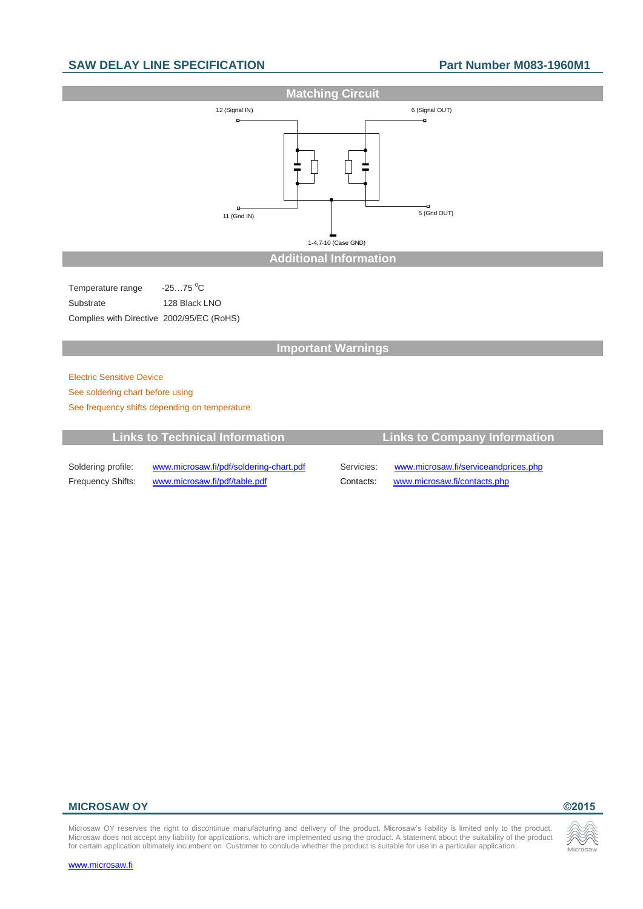## Matching Circuit

12 (Signal IN)

6 (Signal OUT)

11 (Gnd IN)

5 (Gnd OUT)

1-4,7-10 (Case GND)

## Additional Information

| | |
|---|---|
| Temperature range | -25…75 $^{0}$C |
| Substrate | 128 Black LNO |
| Complies with Directive | 2002/95/EC (RoHS) |

## Important Warnings

Electric Sensitive Device

See soldering chart before using

See frequency shifts depending on temperature

## Links to Technical Information

Soldering profile: www.microsaw.fi/pdf/soldering-chart.pdf

Frequency Shifts: www.microsaw.fi/pdf/table.pdf

## Links to Company Information

Servicies: www.microsaw.fi/serviceandprices.php

Contacts: www.microsaw.fi/contacts.php

**MICROSAW OY** **©2015**

Microsaw OY reserves the right to discontinue manufacturing and delivery of the product. Microsaw's liability is limited only to the product. Microsaw does not accept any liability for applications, which are implemented using the product. A statement about the suitability of the product for certain application ultimately incumbent on Customer to conclude whether the product is suitable for use in a particular application.

Microsaw

www.microsaw.fi